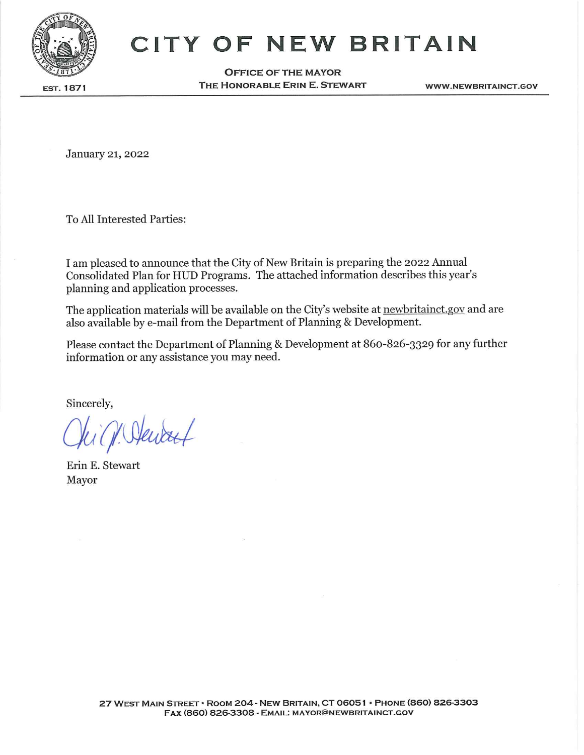# CITY OF NEW BRITAIN

EST. 1871

**OFFICE OF THE MAYOR**
**THE HONORABLE ERIN E. STEWART**

WWW.NEWBRITAINCT.GOV

January 21, 2022

To All Interested Parties:

I am pleased to announce that the City of New Britain is preparing the 2022 Annual Consolidated Plan for HUD Programs. The attached information describes this year's planning and application processes.

The application materials will be available on the City's website at newbritainct.gov and are also available by e-mail from the Department of Planning & Development.

Please contact the Department of Planning & Development at 860-826-3329 for any further information or any assistance you may need.

Sincerely,

Erin E. Stewart
Mayor

27 WEST MAIN STREET • ROOM 204 - NEW BRITAIN, CT 06051 • PHONE (860) 826-3303
FAX (860) 826-3308 - EMAIL: MAYOR@NEWBRITAINCT.GOV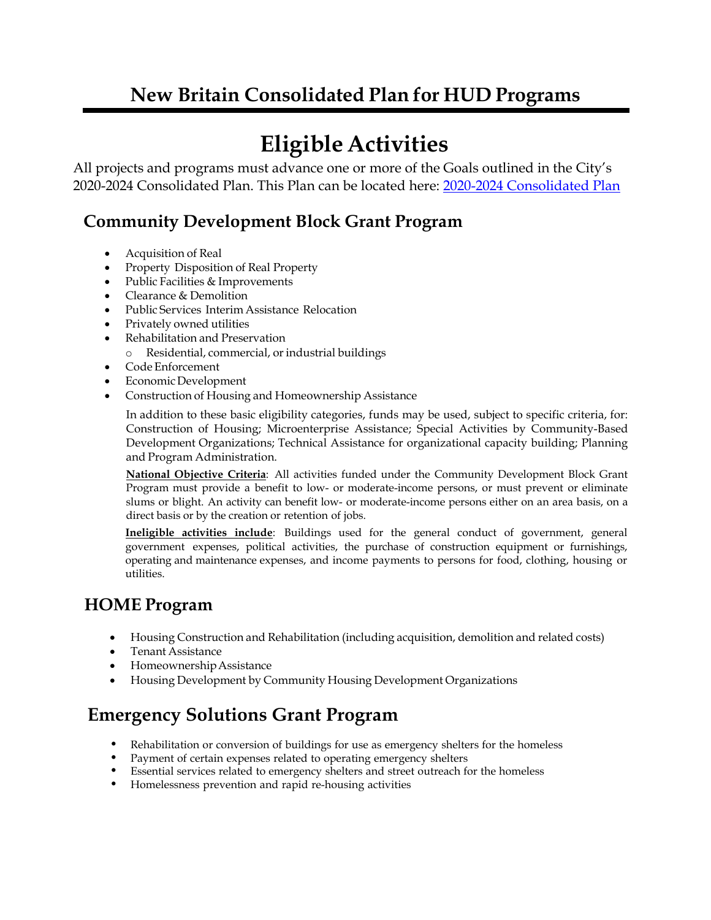# New Britain Consolidated Plan for HUD Programs

# Eligible Activities

All projects and programs must advance one or more of the Goals outlined in the City's 2020-2024 Consolidated Plan. This Plan can be located here: [2020-2024 Consolidated Plan]()

## Community Development Block Grant Program

- Acquisition of Real
- Property Disposition of Real Property
- Public Facilities & Improvements
- Clearance & Demolition
- Public Services Interim Assistance Relocation
- Privately owned utilities
- Rehabilitation and Preservation
  - Residential, commercial, or industrial buildings
- Code Enforcement
- Economic Development
- Construction of Housing and Homeownership Assistance

In addition to these basic eligibility categories, funds may be used, subject to specific criteria, for: Construction of Housing; Microenterprise Assistance; Special Activities by Community-Based Development Organizations; Technical Assistance for organizational capacity building; Planning and Program Administration.

**National Objective Criteria**: All activities funded under the Community Development Block Grant Program must provide a benefit to low- or moderate-income persons, or must prevent or eliminate slums or blight. An activity can benefit low- or moderate-income persons either on an area basis, on a direct basis or by the creation or retention of jobs.

**Ineligible activities include**: Buildings used for the general conduct of government, general government expenses, political activities, the purchase of construction equipment or furnishings, operating and maintenance expenses, and income payments to persons for food, clothing, housing or utilities.

## HOME Program

- Housing Construction and Rehabilitation (including acquisition, demolition and related costs)
- Tenant Assistance
- Homeownership Assistance
- Housing Development by Community Housing Development Organizations

## Emergency Solutions Grant Program

- Rehabilitation or conversion of buildings for use as emergency shelters for the homeless
- Payment of certain expenses related to operating emergency shelters
- Essential services related to emergency shelters and street outreach for the homeless
- Homelessness prevention and rapid re-housing activities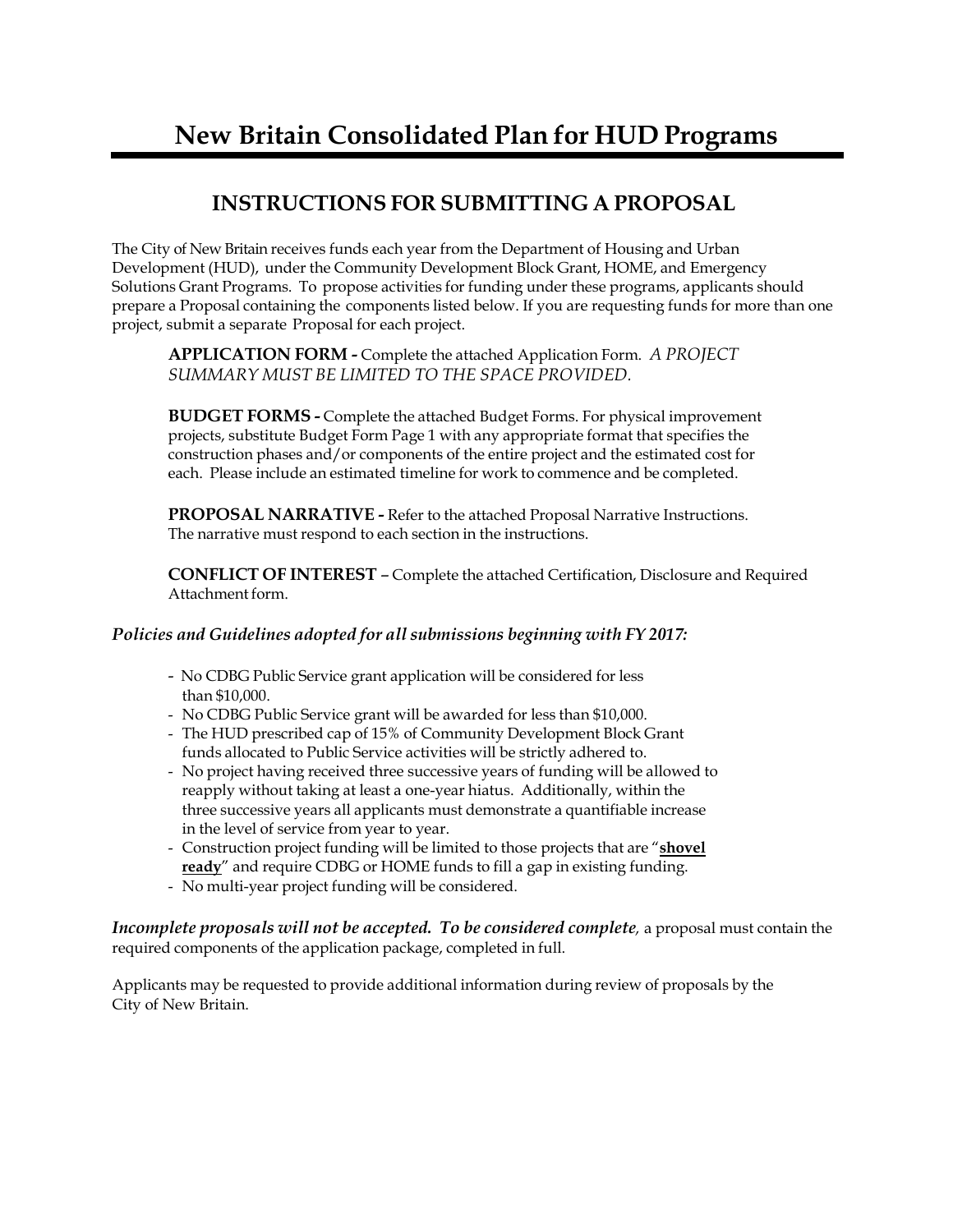# New Britain Consolidated Plan for HUD Programs

## INSTRUCTIONS FOR SUBMITTING A PROPOSAL

The City of New Britain receives funds each year from the Department of Housing and Urban Development (HUD), under the Community Development Block Grant, HOME, and Emergency Solutions Grant Programs. To propose activities for funding under these programs, applicants should prepare a Proposal containing the components listed below. If you are requesting funds for more than one project, submit a separate Proposal for each project.

**APPLICATION FORM -** Complete the attached Application Form. *A PROJECT SUMMARY MUST BE LIMITED TO THE SPACE PROVIDED.*

**BUDGET FORMS -** Complete the attached Budget Forms. For physical improvement projects, substitute Budget Form Page 1 with any appropriate format that specifies the construction phases and/or components of the entire project and the estimated cost for each. Please include an estimated timeline for work to commence and be completed.

**PROPOSAL NARRATIVE -** Refer to the attached Proposal Narrative Instructions. The narrative must respond to each section in the instructions.

**CONFLICT OF INTEREST** – Complete the attached Certification, Disclosure and Required Attachment form.

***Policies and Guidelines adopted for all submissions beginning with FY 2017:***

- No CDBG Public Service grant application will be considered for less than $10,000.
- No CDBG Public Service grant will be awarded for less than $10,000.
- The HUD prescribed cap of 15% of Community Development Block Grant funds allocated to Public Service activities will be strictly adhered to.
- No project having received three successive years of funding will be allowed to reapply without taking at least a one-year hiatus. Additionally, within the three successive years all applicants must demonstrate a quantifiable increase in the level of service from year to year.
- Construction project funding will be limited to those projects that are "**shovel ready**" and require CDBG or HOME funds to fill a gap in existing funding.
- No multi-year project funding will be considered.

***Incomplete proposals will not be accepted. To be considered complete****,* a proposal must contain the required components of the application package, completed in full.

Applicants may be requested to provide additional information during review of proposals by the City of New Britain.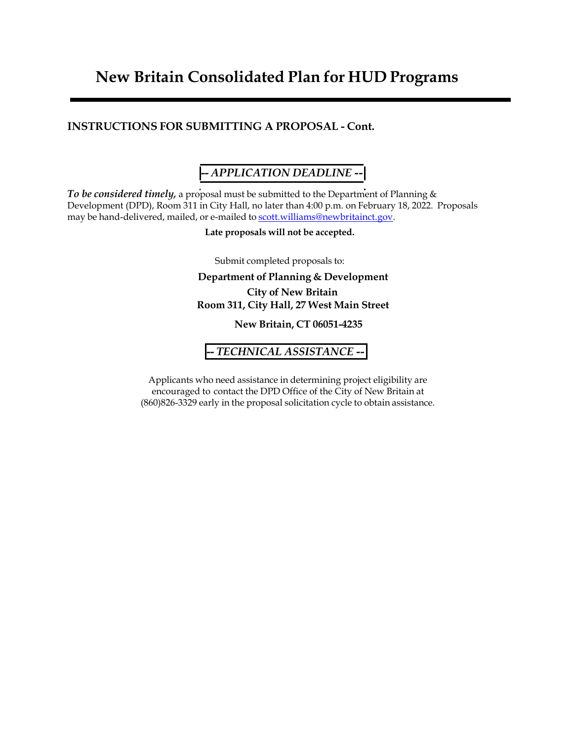# New Britain Consolidated Plan for HUD Programs

## INSTRUCTIONS FOR SUBMITTING A PROPOSAL - Cont.

### *-- APPLICATION DEADLINE --*

***To be considered timely,*** a proposal must be submitted to the Department of Planning & Development (DPD), Room 311 in City Hall, no later than 4:00 p.m. on February 18, 2022. Proposals may be hand-delivered, mailed, or e-mailed to scott.williams@newbritainct.gov.

**Late proposals will not be accepted.**

Submit completed proposals to:

**Department of Planning & Development**
**City of New Britain**
**Room 311, City Hall, 27 West Main Street**
**New Britain, CT 06051-4235**

### *-- TECHNICAL ASSISTANCE --*

Applicants who need assistance in determining project eligibility are encouraged to contact the DPD Office of the City of New Britain at (860)826-3329 early in the proposal solicitation cycle to obtain assistance.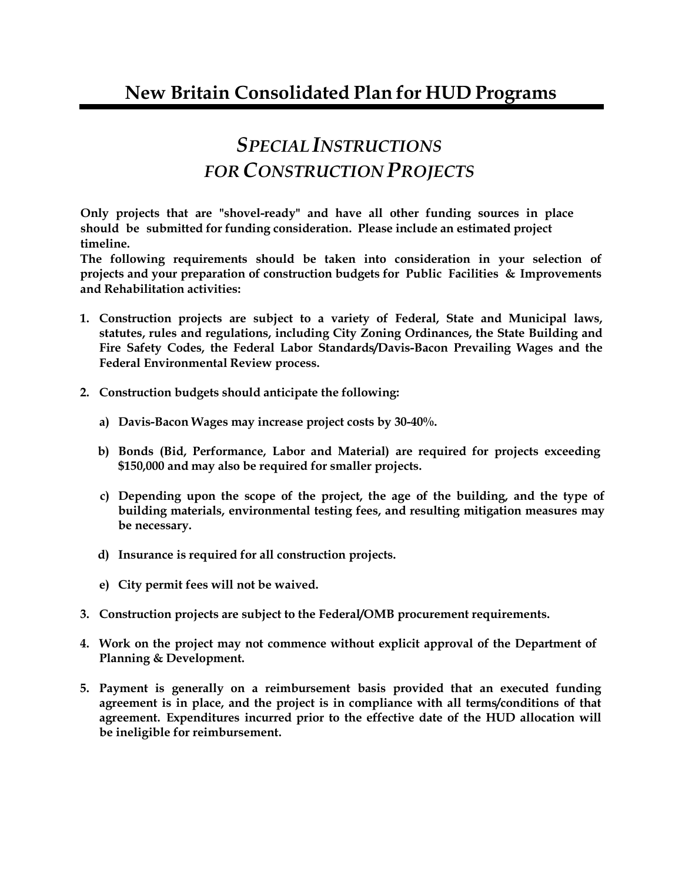# New Britain Consolidated Plan for HUD Programs

## *SPECIAL INSTRUCTIONS FOR CONSTRUCTION PROJECTS*

**Only projects that are "shovel-ready" and have all other funding sources in place should be submitted for funding consideration. Please include an estimated project timeline.**

**The following requirements should be taken into consideration in your selection of projects and your preparation of construction budgets for Public Facilities & Improvements and Rehabilitation activities:**

1. **Construction projects are subject to a variety of Federal, State and Municipal laws, statutes, rules and regulations, including City Zoning Ordinances, the State Building and Fire Safety Codes, the Federal Labor Standards/Davis-Bacon Prevailing Wages and the Federal Environmental Review process.**

2. **Construction budgets should anticipate the following:**

   a) **Davis-Bacon Wages may increase project costs by 30-40%.**

   b) **Bonds (Bid, Performance, Labor and Material) are required for projects exceeding $150,000 and may also be required for smaller projects.**

   c) **Depending upon the scope of the project, the age of the building, and the type of building materials, environmental testing fees, and resulting mitigation measures may be necessary.**

   d) **Insurance is required for all construction projects.**

   e) **City permit fees will not be waived.**

3. **Construction projects are subject to the Federal/OMB procurement requirements.**

4. **Work on the project may not commence without explicit approval of the Department of Planning & Development.**

5. **Payment is generally on a reimbursement basis provided that an executed funding agreement is in place, and the project is in compliance with all terms/conditions of that agreement. Expenditures incurred prior to the effective date of the HUD allocation will be ineligible for reimbursement.**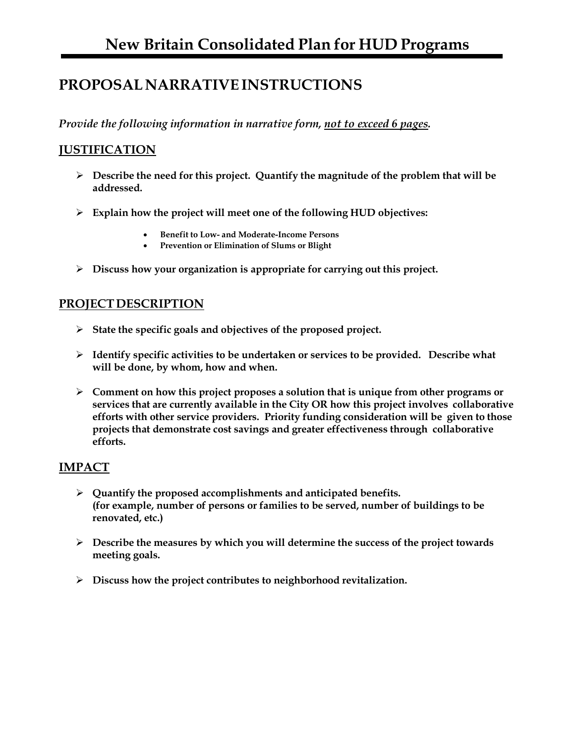# New Britain Consolidated Plan for HUD Programs

## PROPOSAL NARRATIVE INSTRUCTIONS

*Provide the following information in narrative form, not to exceed 6 pages.*

### JUSTIFICATION

- **Describe the need for this project. Quantify the magnitude of the problem that will be addressed.**
- **Explain how the project will meet one of the following HUD objectives:**
  - **Benefit to Low- and Moderate-Income Persons**
  - **Prevention or Elimination of Slums or Blight**
- **Discuss how your organization is appropriate for carrying out this project.**

### PROJECT DESCRIPTION

- **State the specific goals and objectives of the proposed project.**
- **Identify specific activities to be undertaken or services to be provided. Describe what will be done, by whom, how and when.**
- **Comment on how this project proposes a solution that is unique from other programs or services that are currently available in the City OR how this project involves collaborative efforts with other service providers. Priority funding consideration will be given to those projects that demonstrate cost savings and greater effectiveness through collaborative efforts.**

### IMPACT

- **Quantify the proposed accomplishments and anticipated benefits. (for example, number of persons or families to be served, number of buildings to be renovated, etc.)**
- **Describe the measures by which you will determine the success of the project towards meeting goals.**
- **Discuss how the project contributes to neighborhood revitalization.**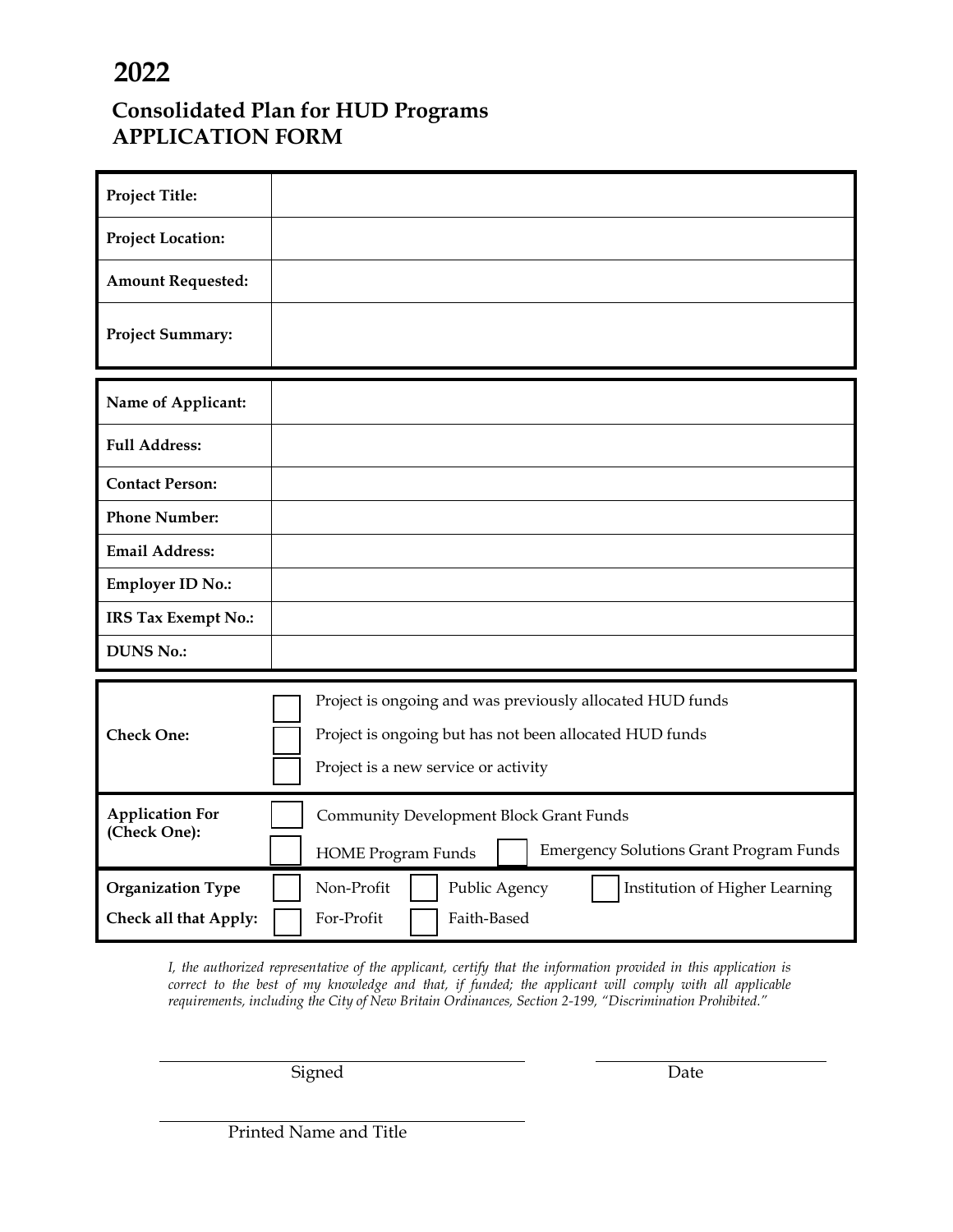# 2022

## Consolidated Plan for HUD Programs
## APPLICATION FORM

| | |
|---|---|
| **Project Title:** | |
| **Project Location:** | |
| **Amount Requested:** | |
| **Project Summary:** | |

| | |
|---|---|
| **Name of Applicant:** | |
| **Full Address:** | |
| **Contact Person:** | |
| **Phone Number:** | |
| **Email Address:** | |
| **Employer ID No.:** | |
| **IRS Tax Exempt No.:** | |
| **DUNS No.:** | |

| | |
|---|---|
| **Check One:** | ☐ Project is ongoing and was previously allocated HUD funds<br>☐ Project is ongoing but has not been allocated HUD funds<br>☐ Project is a new service or activity |
| **Application For (Check One):** | ☐ Community Development Block Grant Funds<br>☐ HOME Program Funds ☐ Emergency Solutions Grant Program Funds |
| **Organization Type**<br>**Check all that Apply:** | ☐ Non-Profit ☐ Public Agency ☐ Institution of Higher Learning<br>☐ For-Profit ☐ Faith-Based |

*I, the authorized representative of the applicant, certify that the information provided in this application is correct to the best of my knowledge and that, if funded; the applicant will comply with all applicable requirements, including the City of New Britain Ordinances, Section 2-199, "Discrimination Prohibited."*

\_\_\_\_\_\_\_\_\_\_\_\_\_\_\_\_\_\_\_\_\_\_\_\_\_\_\_\_\_\_\_\_ \_\_\_\_\_\_\_\_\_\_\_\_\_\_\_\_\_\_\_\_
Signed Date

\_\_\_\_\_\_\_\_\_\_\_\_\_\_\_\_\_\_\_\_\_\_\_\_\_\_\_\_\_\_\_\_
Printed Name and Title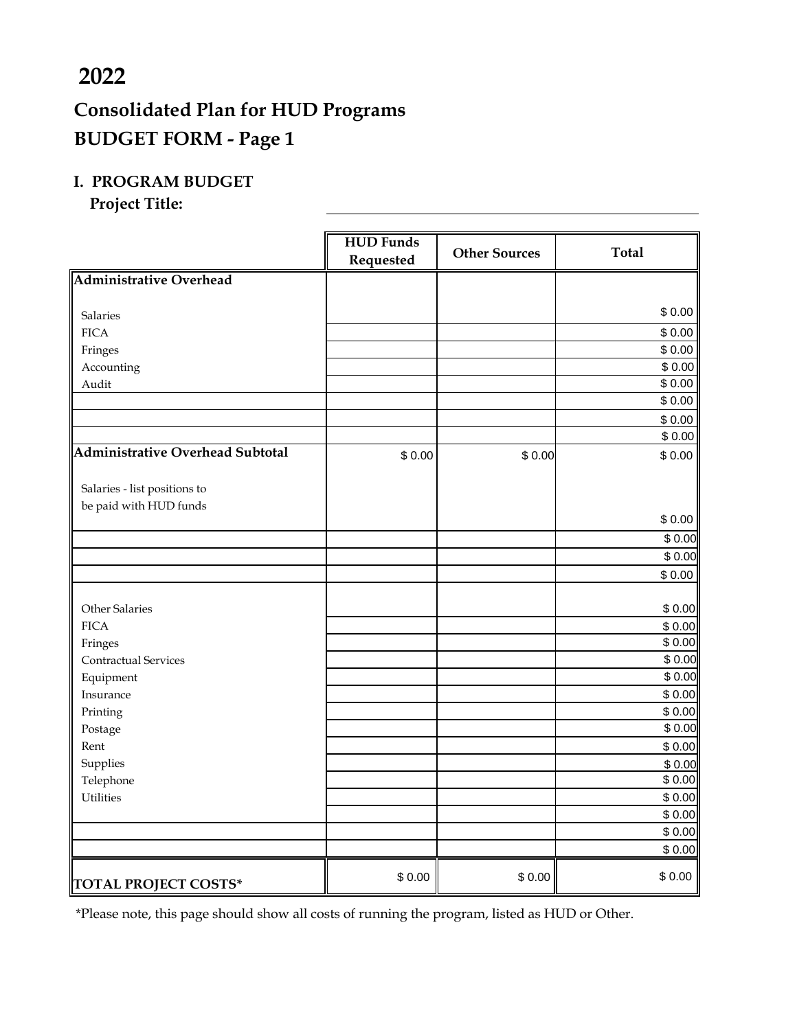# 2022

## Consolidated Plan for HUD Programs

## BUDGET FORM - Page 1

### I. PROGRAM BUDGET

**Project Title:**

| | HUD Funds Requested | Other Sources | Total |
|---|---|---|---|
| **Administrative Overhead** | | | |
| Salaries | | | $ 0.00 |
| FICA | | | $ 0.00 |
| Fringes | | | $ 0.00 |
| Accounting | | | $ 0.00 |
| Audit | | | $ 0.00 |
| | | | $ 0.00 |
| | | | $ 0.00 |
| | | | $ 0.00 |
| **Administrative Overhead Subtotal** | $ 0.00 | $ 0.00 | $ 0.00 |
| Salaries - list positions to be paid with HUD funds | | | $ 0.00 |
| | | | $ 0.00 |
| | | | $ 0.00 |
| | | | $ 0.00 |
| Other Salaries | | | $ 0.00 |
| FICA | | | $ 0.00 |
| Fringes | | | $ 0.00 |
| Contractual Services | | | $ 0.00 |
| Equipment | | | $ 0.00 |
| Insurance | | | $ 0.00 |
| Printing | | | $ 0.00 |
| Postage | | | $ 0.00 |
| Rent | | | $ 0.00 |
| Supplies | | | $ 0.00 |
| Telephone | | | $ 0.00 |
| Utilities | | | $ 0.00 |
| | | | $ 0.00 |
| | | | $ 0.00 |
| | | | $ 0.00 |
| **TOTAL PROJECT COSTS*** | $ 0.00 | $ 0.00 | $ 0.00 |

*Please note, this page should show all costs of running the program, listed as HUD or Other.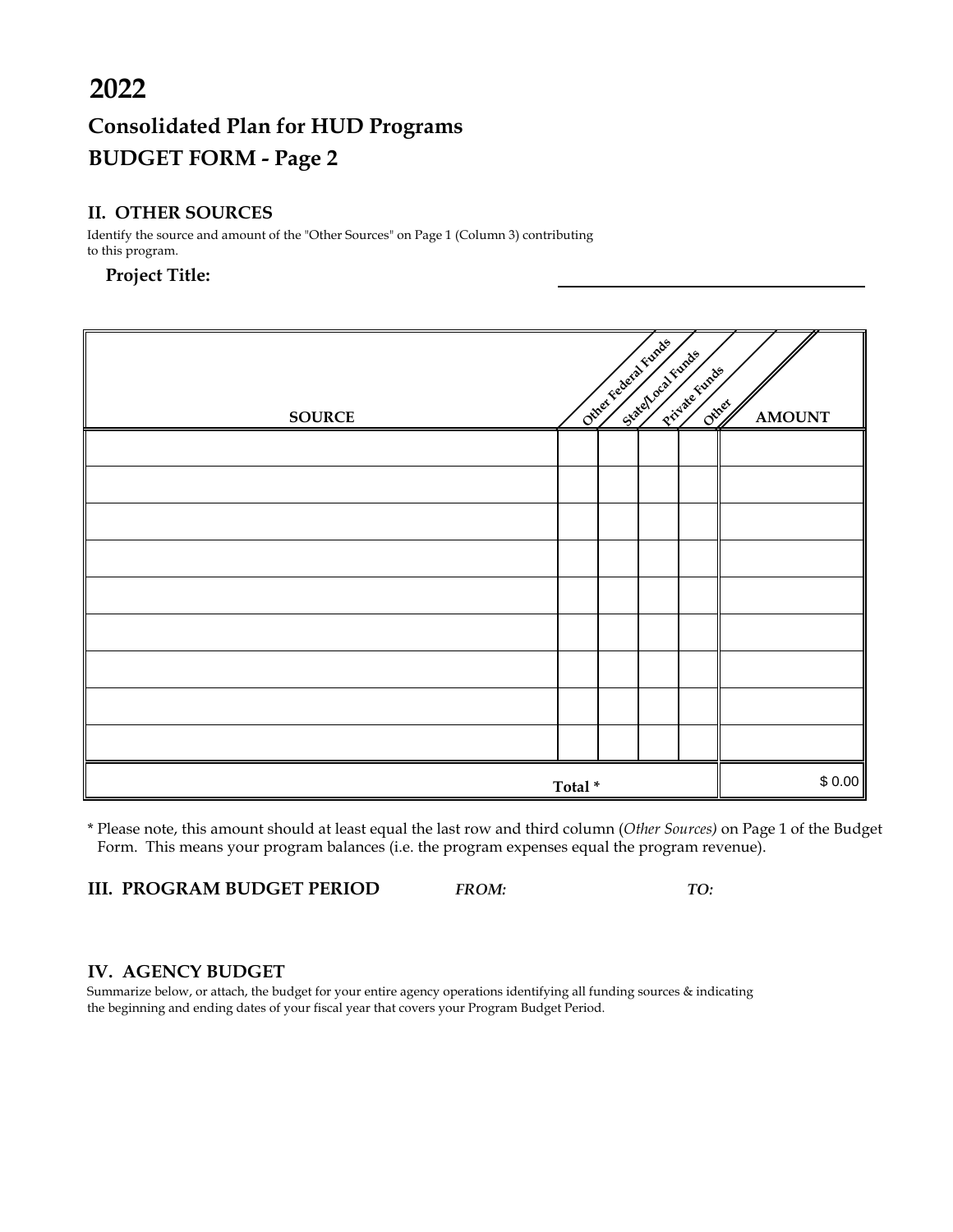# 2022

## Consolidated Plan for HUD Programs
## BUDGET FORM - Page 2

### II. OTHER SOURCES

Identify the source and amount of the "Other Sources" on Page 1 (Column 3) contributing to this program.

**Project Title:** ______________________________

| SOURCE | Other Federal Funds | State/Local Funds | Private Funds | Other | AMOUNT |
|---|---|---|---|---|---|
| | | | | | |
| | | | | | |
| | | | | | |
| | | | | | |
| | | | | | |
| | | | | | |
| | | | | | |
| | | | | | |
| | | | | | |
| **Total \*** | | | | | $ 0.00 |

\* Please note, this amount should at least equal the last row and third column (*Other Sources)* on Page 1 of the Budget Form. This means your program balances (i.e. the program expenses equal the program revenue).

### III. PROGRAM BUDGET PERIOD *FROM:* *TO:*

### IV. AGENCY BUDGET

Summarize below, or attach, the budget for your entire agency operations identifying all funding sources & indicating the beginning and ending dates of your fiscal year that covers your Program Budget Period.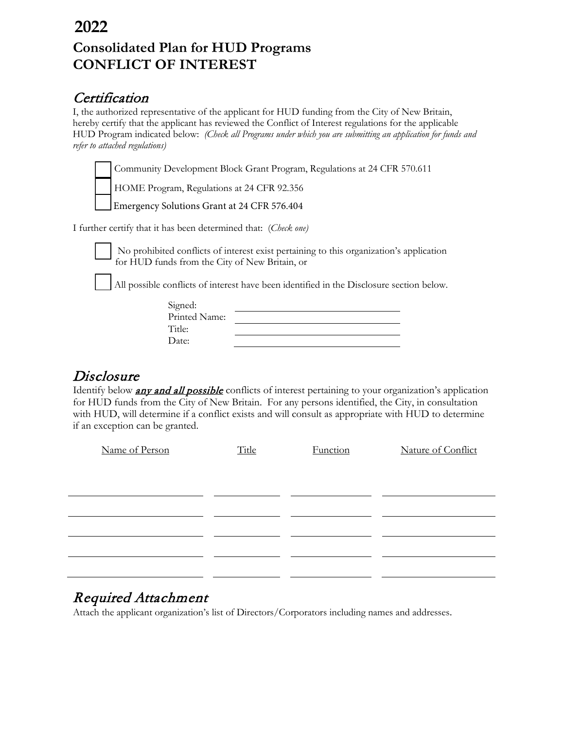# 2022

## Consolidated Plan for HUD Programs
## CONFLICT OF INTEREST

## *Certification*

I, the authorized representative of the applicant for HUD funding from the City of New Britain, hereby certify that the applicant has reviewed the Conflict of Interest regulations for the applicable HUD Program indicated below: *(Check all Programs under which you are submitting an application for funds and refer to attached regulations)*

- ☐ Community Development Block Grant Program, Regulations at 24 CFR 570.611
- ☐ HOME Program, Regulations at 24 CFR 92.356
- ☐ Emergency Solutions Grant at 24 CFR 576.404

I further certify that it has been determined that: (*Check one)*

- ☐ No prohibited conflicts of interest exist pertaining to this organization's application for HUD funds from the City of New Britain, or
- ☐ All possible conflicts of interest have been identified in the Disclosure section below.

Signed: ______________________________

Printed Name: ______________________________

Title: ______________________________

Date: ______________________________

## *Disclosure*

Identify below ***any and all possible*** conflicts of interest pertaining to your organization's application for HUD funds from the City of New Britain. For any persons identified, the City, in consultation with HUD, will determine if a conflict exists and will consult as appropriate with HUD to determine if an exception can be granted.

| Name of Person | Title | Function | Nature of Conflict |
|---|---|---|---|
| | | | |
| | | | |
| | | | |
| | | | |
| | | | |

## *Required Attachment*

Attach the applicant organization's list of Directors/Corporators including names and addresses.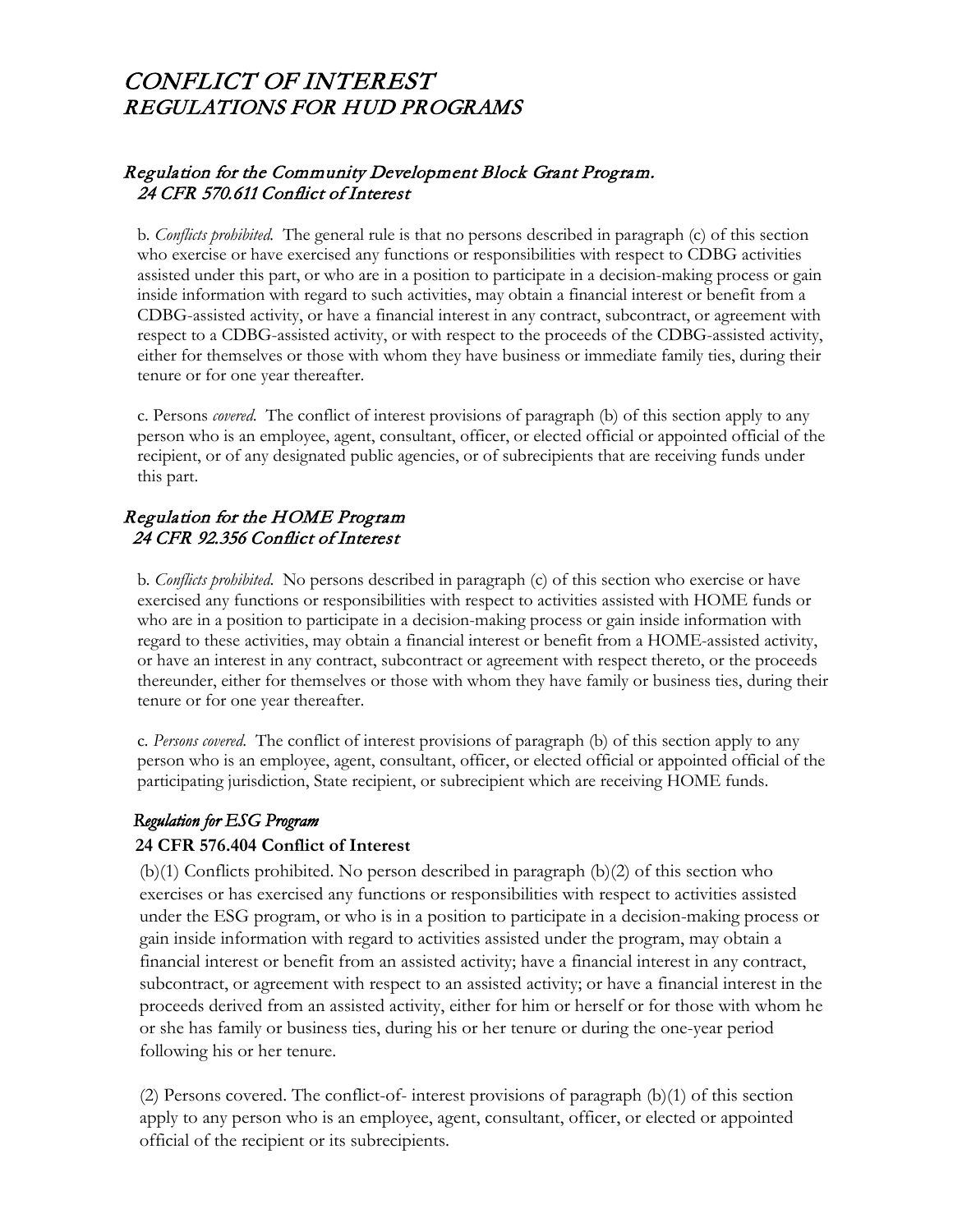# *CONFLICT OF INTEREST*
## *REGULATIONS FOR HUD PROGRAMS*

### *Regulation for the Community Development Block Grant Program.*
### *24 CFR 570.611 Conflict of Interest*

b. *Conflicts prohibited.* The general rule is that no persons described in paragraph (c) of this section who exercise or have exercised any functions or responsibilities with respect to CDBG activities assisted under this part, or who are in a position to participate in a decision-making process or gain inside information with regard to such activities, may obtain a financial interest or benefit from a CDBG-assisted activity, or have a financial interest in any contract, subcontract, or agreement with respect to a CDBG-assisted activity, or with respect to the proceeds of the CDBG-assisted activity, either for themselves or those with whom they have business or immediate family ties, during their tenure or for one year thereafter.

c. Persons *covered.* The conflict of interest provisions of paragraph (b) of this section apply to any person who is an employee, agent, consultant, officer, or elected official or appointed official of the recipient, or of any designated public agencies, or of subrecipients that are receiving funds under this part.

### *Regulation for the HOME Program*
### *24 CFR 92.356 Conflict of Interest*

b. *Conflicts prohibited.* No persons described in paragraph (c) of this section who exercise or have exercised any functions or responsibilities with respect to activities assisted with HOME funds or who are in a position to participate in a decision-making process or gain inside information with regard to these activities, may obtain a financial interest or benefit from a HOME-assisted activity, or have an interest in any contract, subcontract or agreement with respect thereto, or the proceeds thereunder, either for themselves or those with whom they have family or business ties, during their tenure or for one year thereafter.

c. *Persons covered.* The conflict of interest provisions of paragraph (b) of this section apply to any person who is an employee, agent, consultant, officer, or elected official or appointed official of the participating jurisdiction, State recipient, or subrecipient which are receiving HOME funds.

### *Regulation for ESG Program*

**24 CFR 576.404 Conflict of Interest**

(b)(1) Conflicts prohibited. No person described in paragraph (b)(2) of this section who exercises or has exercised any functions or responsibilities with respect to activities assisted under the ESG program, or who is in a position to participate in a decision-making process or gain inside information with regard to activities assisted under the program, may obtain a financial interest or benefit from an assisted activity; have a financial interest in any contract, subcontract, or agreement with respect to an assisted activity; or have a financial interest in the proceeds derived from an assisted activity, either for him or herself or for those with whom he or she has family or business ties, during his or her tenure or during the one-year period following his or her tenure.

(2) Persons covered. The conflict-of- interest provisions of paragraph (b)(1) of this section apply to any person who is an employee, agent, consultant, officer, or elected or appointed official of the recipient or its subrecipients.